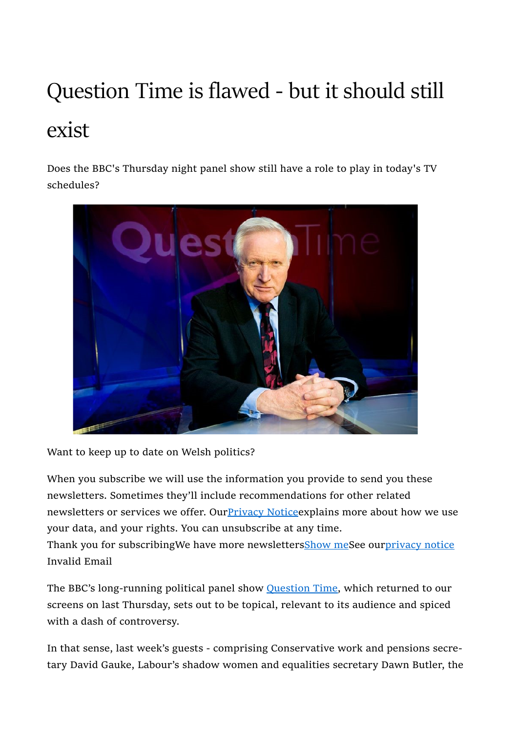# Question Time is flawed - but it should still exist

Does the BBC's Thursday night panel show still have a role to play in today's TV schedules?

Want to keep up to date on Welsh politics?

When you subscribe we will use the information you provide to send you these newsletters. Sometimes they'll include recommendations for other related newsletters or services we offer. Our[Privacy Notice]explains more about how we use your data, and your rights. You can unsubscribe at any time.
Thank you for subscribingWe have more newsletters[Show me]See our[privacy notice]
Invalid Email

The BBC's long-running political panel show Question Time, which returned to our screens on last Thursday, sets out to be topical, relevant to its audience and spiced with a dash of controversy.

In that sense, last week's guests - comprising Conservative work and pensions secretary David Gauke, Labour's shadow women and equalities secretary Dawn Butler, the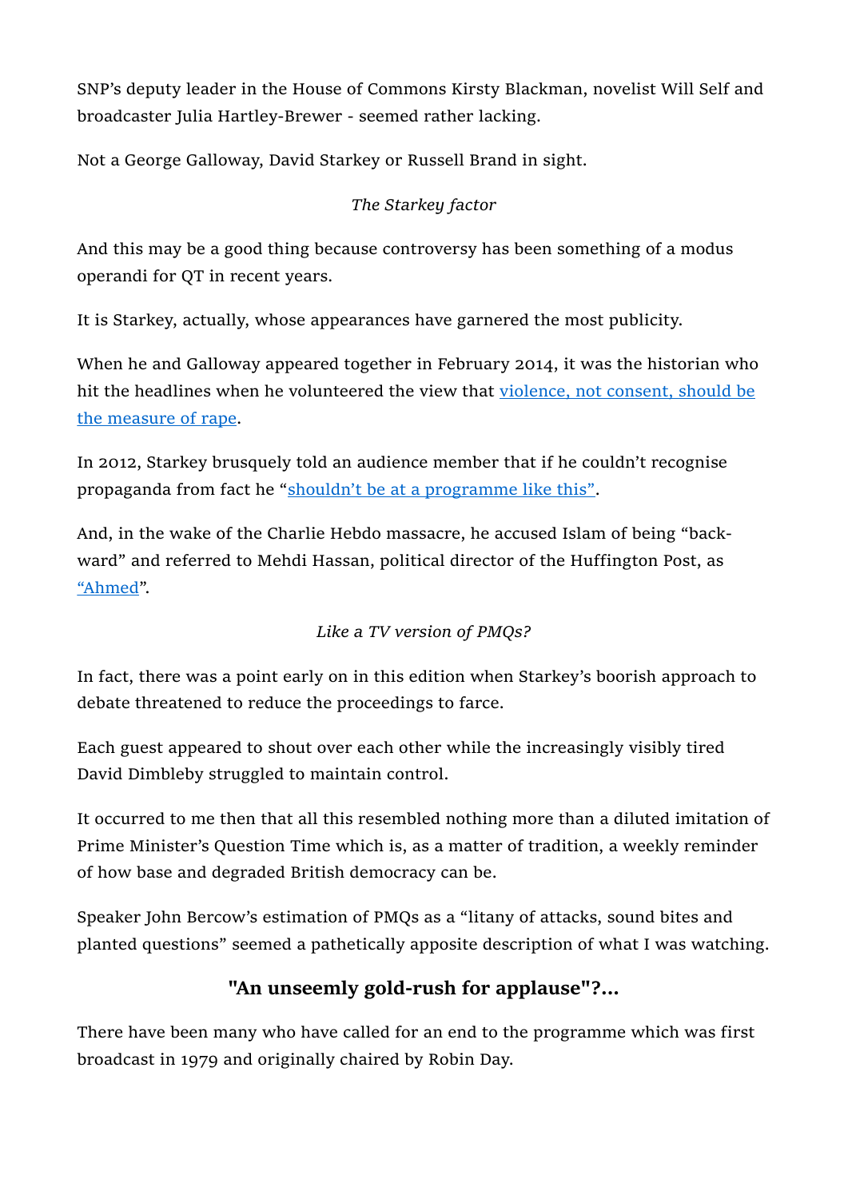SNP's deputy leader in the House of Commons Kirsty Blackman, novelist Will Self and broadcaster Julia Hartley-Brewer - seemed rather lacking.

Not a George Galloway, David Starkey or Russell Brand in sight.

*The Starkey factor*

And this may be a good thing because controversy has been something of a modus operandi for QT in recent years.

It is Starkey, actually, whose appearances have garnered the most publicity.

When he and Galloway appeared together in February 2014, it was the historian who hit the headlines when he volunteered the view that violence, not consent, should be the measure of rape.

In 2012, Starkey brusquely told an audience member that if he couldn't recognise propaganda from fact he "shouldn't be at a programme like this".

And, in the wake of the Charlie Hebdo massacre, he accused Islam of being "backward" and referred to Mehdi Hassan, political director of the Huffington Post, as "Ahmed".

*Like a TV version of PMQs?*

In fact, there was a point early on in this edition when Starkey's boorish approach to debate threatened to reduce the proceedings to farce.

Each guest appeared to shout over each other while the increasingly visibly tired David Dimbleby struggled to maintain control.

It occurred to me then that all this resembled nothing more than a diluted imitation of Prime Minister's Question Time which is, as a matter of tradition, a weekly reminder of how base and degraded British democracy can be.

Speaker John Bercow's estimation of PMQs as a "litany of attacks, sound bites and planted questions" seemed a pathetically apposite description of what I was watching.

## "An unseemly gold-rush for applause"?...

There have been many who have called for an end to the programme which was first broadcast in 1979 and originally chaired by Robin Day.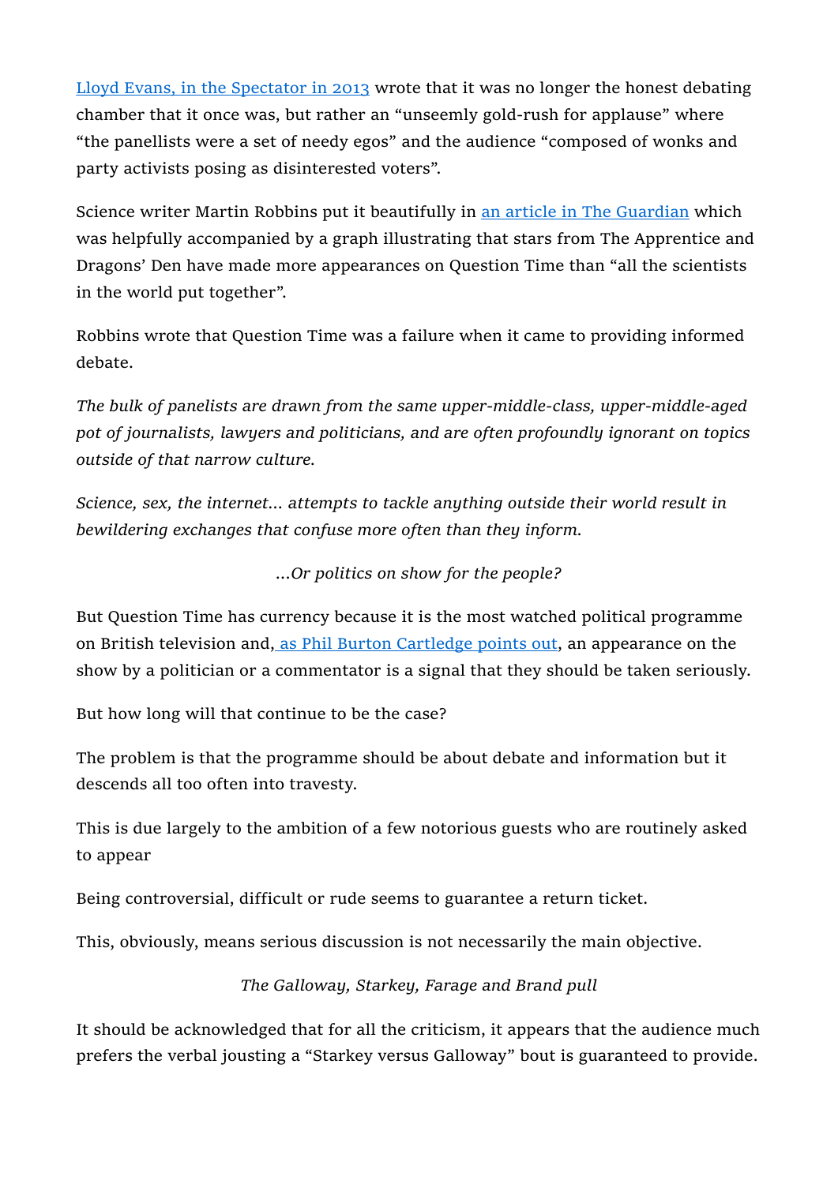Lloyd Evans, in the Spectator in 2013 wrote that it was no longer the honest debating chamber that it once was, but rather an “unseemly gold-rush for applause” where “the panellists were a set of needy egos” and the audience “composed of wonks and party activists posing as disinterested voters”.

Science writer Martin Robbins put it beautifully in an article in The Guardian which was helpfully accompanied by a graph illustrating that stars from The Apprentice and Dragons’ Den have made more appearances on Question Time than “all the scientists in the world put together”.

Robbins wrote that Question Time was a failure when it came to providing informed debate.

*The bulk of panelists are drawn from the same upper-middle-class, upper-middle-aged pot of journalists, lawyers and politicians, and are often profoundly ignorant on topics outside of that narrow culture.*

*Science, sex, the internet… attempts to tackle anything outside their world result in bewildering exchanges that confuse more often than they inform.*

*…Or politics on show for the people?*

But Question Time has currency because it is the most watched political programme on British television and, as Phil Burton Cartledge points out, an appearance on the show by a politician or a commentator is a signal that they should be taken seriously.

But how long will that continue to be the case?

The problem is that the programme should be about debate and information but it descends all too often into travesty.

This is due largely to the ambition of a few notorious guests who are routinely asked to appear

Being controversial, difficult or rude seems to guarantee a return ticket.

This, obviously, means serious discussion is not necessarily the main objective.

*The Galloway, Starkey, Farage and Brand pull*

It should be acknowledged that for all the criticism, it appears that the audience much prefers the verbal jousting a “Starkey versus Galloway” bout is guaranteed to provide.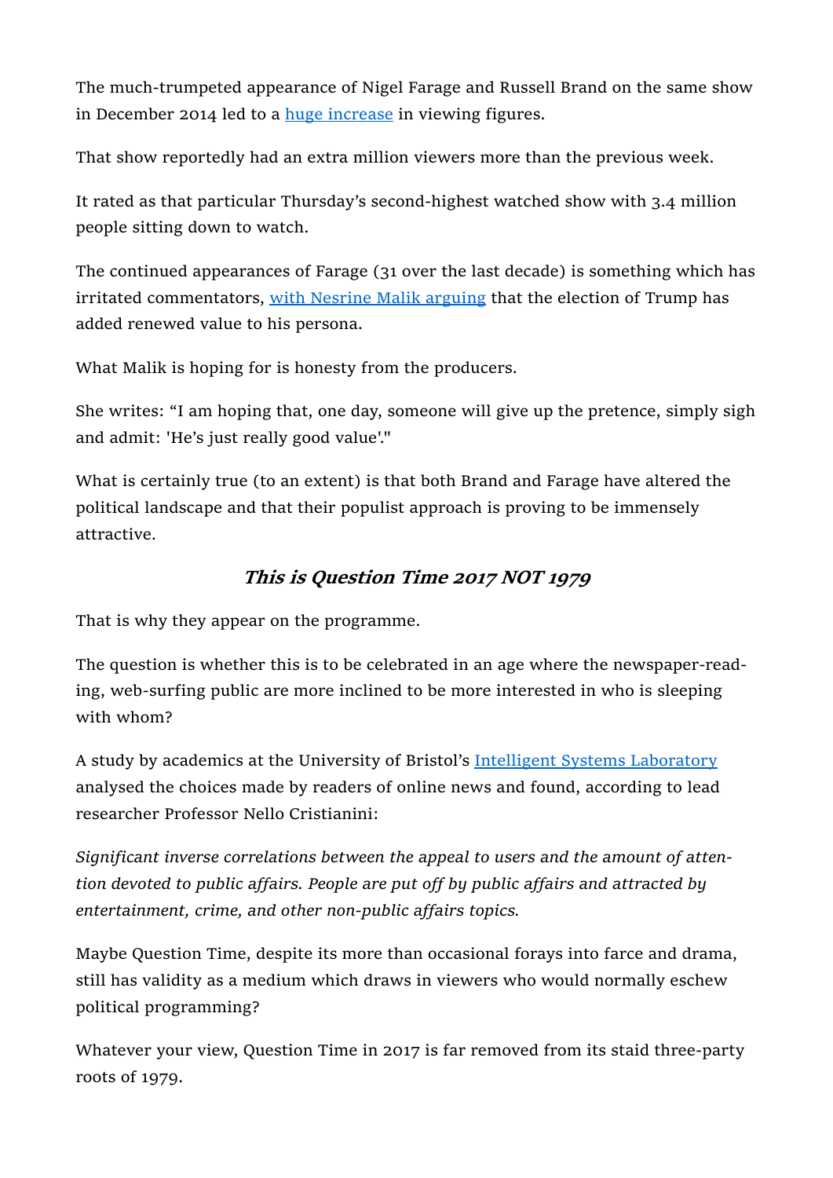The much-trumpeted appearance of Nigel Farage and Russell Brand on the same show in December 2014 led to a huge increase in viewing figures.

That show reportedly had an extra million viewers more than the previous week.

It rated as that particular Thursday's second-highest watched show with 3.4 million people sitting down to watch.

The continued appearances of Farage (31 over the last decade) is something which has irritated commentators, with Nesrine Malik arguing that the election of Trump has added renewed value to his persona.

What Malik is hoping for is honesty from the producers.

She writes: "I am hoping that, one day, someone will give up the pretence, simply sigh and admit: 'He's just really good value'."

What is certainly true (to an extent) is that both Brand and Farage have altered the political landscape and that their populist approach is proving to be immensely attractive.

### *This is Question Time 2017 NOT 1979*

That is why they appear on the programme.

The question is whether this is to be celebrated in an age where the newspaper-reading, web-surfing public are more inclined to be more interested in who is sleeping with whom?

A study by academics at the University of Bristol's Intelligent Systems Laboratory analysed the choices made by readers of online news and found, according to lead researcher Professor Nello Cristianini:

*Significant inverse correlations between the appeal to users and the amount of attention devoted to public affairs. People are put off by public affairs and attracted by entertainment, crime, and other non-public affairs topics.*

Maybe Question Time, despite its more than occasional forays into farce and drama, still has validity as a medium which draws in viewers who would normally eschew political programming?

Whatever your view, Question Time in 2017 is far removed from its staid three-party roots of 1979.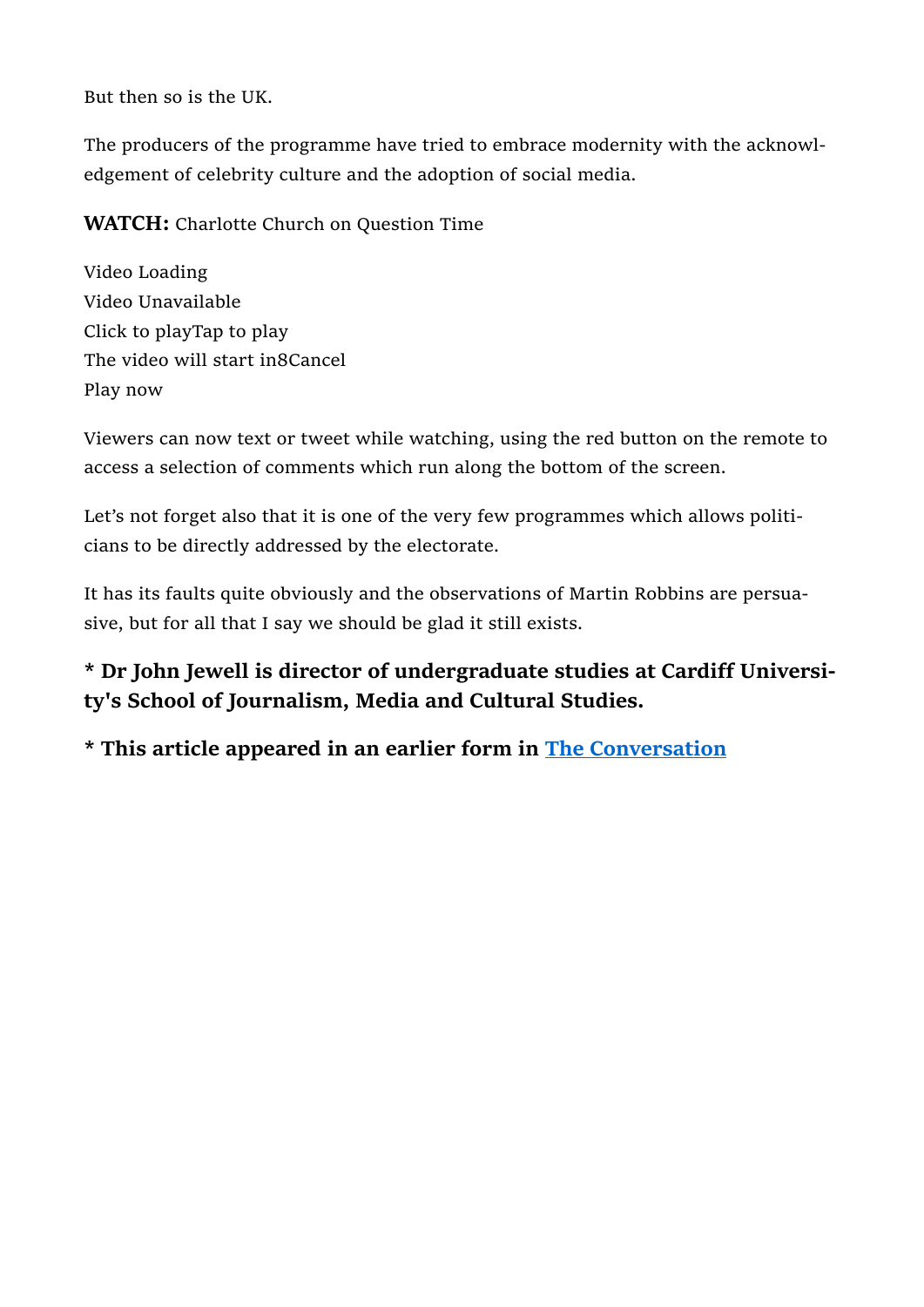But then so is the UK.

The producers of the programme have tried to embrace modernity with the acknowledgement of celebrity culture and the adoption of social media.

**WATCH:** Charlotte Church on Question Time

Video Loading
Video Unavailable
Click to playTap to play
The video will start in8Cancel
Play now

Viewers can now text or tweet while watching, using the red button on the remote to access a selection of comments which run along the bottom of the screen.

Let's not forget also that it is one of the very few programmes which allows politicians to be directly addressed by the electorate.

It has its faults quite obviously and the observations of Martin Robbins are persuasive, but for all that I say we should be glad it still exists.

**\* Dr John Jewell is director of undergraduate studies at Cardiff University's School of Journalism, Media and Cultural Studies.**

**\* This article appeared in an earlier form in [The Conversation]()**